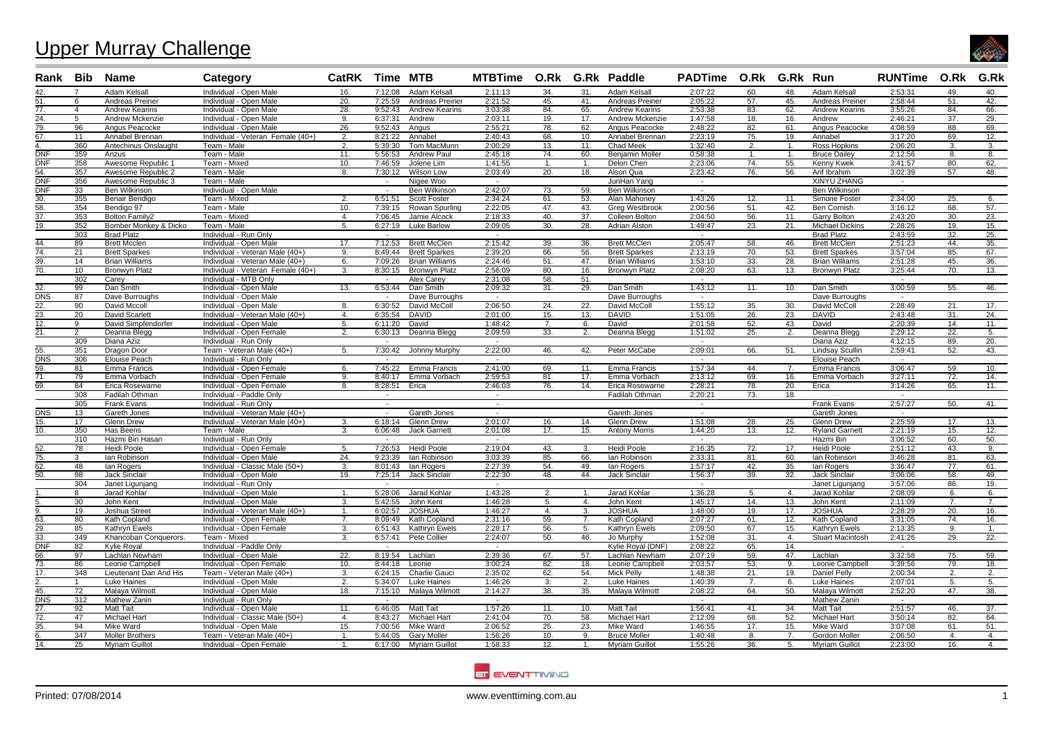# Upper Murray Challenge

| Rank | Bib | Name | Category | CatRK | Time | MTB | MTBTime | O.Rk | G.Rk | Paddle | PADTime | O.Rk | G.Rk | Run | RUNTime | O.Rk | G.Rk |
|---|---|---|---|---|---|---|---|---|---|---|---|---|---|---|---|---|---|
| 42. | 7 | Adam Kelsall | Individual - Open Male | 16. | 7:12:08 | Adam Kelsall | 2:11:13 | 34. | 31. | Adam Kelsall | 2:07:22 | 60. | 48. | Adam Kelsall | 2:53:31 | 49. | 40. |
| 51. | 6 | Andreas Preiner | Individual - Open Male | 20. | 7:25:59 | Andreas Preiner | 2:21:52 | 45. | 41. | Andreas Preiner | 2:05:22 | 57. | 45. | Andreas Preiner | 2:58:44 | 51. | 42. |
| 77. | 4 | Andrew Kearins | Individual - Open Male | 28. | 9:52:43 | Andrew Kearins | 3:03:38 | 84. | 65. | Andrew Kearins | 2:53:38 | 83. | 62. | Andrew Kearins | 3:55:26 | 84. | 66. |
| 24. | 5 | Andrew Mckenzie | Individual - Open Male | 9. | 6:37:31 | Andrew | 2:03:11 | 19. | 17. | Andrew Mckenzie | 1:47:58 | 18. | 16. | Andrew | 2:46:21 | 37. | 29. |
| 79. | 96 | Angus Peacocke | Individual - Open Male | 26. | 9:52:43 | Angus | 2:55:21 | 78. | 62. | Angus Peacocke | 2:48:22 | 82. | 61. | Angus Peacocke | 4:08:59 | 88. | 69. |
| 67. | 11 | Annabel Brennan | Individual - Veteran Female (40+) | 2. | 8:21:22 | Annabel | 2:40:43 | 68. | 10. | Annabel Brennan | 2:23:19 | 75. | 19. | Annabel | 3:17:20 | 69. | 12. |
| 4. | 360 | Antechinus Onslaught | Team - Male | 2. | 5:39:30 | Tom MacMunn | 2:00:29 | 13. | 11. | Chad Meek | 1:32:40 | 2. | 1. | Ross Hopkins | 2:06:20 | 3. | 3. |
| DNF | 359 | Anzus | Team - Male | 11. | 5:56:53 | Andrew Paul | 2:45:18 | 74. | 60. | Benjamin Moller | 0:58:38 | 1. | 1. | Bruce Dailey | 2:12:56 | 8. | 8. |
| DNF | 358 | Awesome Republic 1 | Team - Mixed | 10. | 7:46:59 | Jolene Lim | 1:41:55 | 1. | 1. | Delon Chen | 2:23:06 | 74. | 55. | Kenny Kwek | 3:41:57 | 80. | 62. |
| 54. | 357 | Awesome Republic 2 | Team - Male | 8. | 7:30:12 | Wilson Low | 2:03:49 | 20. | 18. | Alson Qua | 2:23:42 | 76. | 56. | Arif Ibrahim | 3:02:39 | 57. | 48. |
| DNF | 356 | Awesome Republic 3 | Team - Male | | - | Nigee Woo | - | | | JunHan Yang | - | | | XINYU ZHANG | - | | |
| DNF | 33 | Ben Wilkinson | Individual - Open Male | | - | Ben Wilkinson | 2:42:07 | 73. | 59. | Ben Wilkinson | - | | | Ben Wilkinson | - | | |
| 30. | 355 | Benair Bendigo | Team - Mixed | 2. | 6:51:51 | Scott Foster | 2:34:24 | 61. | 53. | Alan Mahoney | 1:43:26 | 12. | 11. | Simone Foster | 2:34:00 | 25. | 6. |
| 58. | 354 | Bendigo 97 | Team - Male | 10. | 7:39:15 | Rowan Spurling | 2:22:05 | 47. | 43. | Greg Westbrook | 2:00:56 | 51. | 42. | Ben Cornish | 3:16:12 | 68. | 57. |
| 37. | 353 | Bolton Family2 | Team - Mixed | 4. | 7:06:45 | Jamie Alcock | 2:18:33 | 40. | 37. | Colleen Bolton | 2:04:50 | 56. | 11. | Garry Bolton | 2:43:20 | 30. | 23. |
| 19. | 352 | Bomber Monkey & Dicko | Team - Male | 5. | 6:27:19 | Luke Barlow | 2:09:05 | 30. | 28. | Adrian Alston | 1:49:47 | 23. | 21. | Michael Dickins | 2:28:26 | 19. | 15. |
| | 303 | Brad Platz | Individual - Run Only | | - | | - | | | | - | | | Brad Platz | 2:43:59 | 32. | 25. |
| 44. | 89 | Brett Mcclen | Individual - Open Male | 17. | 7:12:53 | Brett McClen | 2:15:42 | 39. | 36. | Brett McClen | 2:05:47 | 58. | 46. | Brett McClen | 2:51:23 | 44. | 35. |
| 74. | 21 | Brett Sparkes | Individual - Veteran Male (40+) | 9. | 8:49:44 | Brett Sparkes | 2:39:20 | 66. | 56. | Brett Sparkes | 2:13:19 | 70. | 53. | Brett Sparkes | 3:57:04 | 85. | 67. |
| 39. | 14 | Brian Williams | Individual - Veteran Male (40+) | 6. | 7:09:26 | Brian Williams | 2:24:46 | 51. | 47. | Brian Williams | 1:53:10 | 33. | 28. | Brian Williams | 2:51:28 | 45. | 36. |
| 70. | 10 | Bronwyn Platz | Individual - Veteran Female (40+) | 3. | 8:30:15 | Bronwyn Platz | 2:56:09 | 80. | 16. | Bronwyn Platz | 2:08:20 | 63. | 13. | Bronwyn Platz | 3:25:44 | 70. | 13. |
| | 302 | Carey | Individual - MTB Only | | - | Alex Carey | 2:31:08 | 58. | 51. | | - | | | | - | | |
| 32. | 99 | Dan Smith | Individual - Open Male | 13. | 6:53:44 | Dan Smith | 2:09:32 | 31. | 29. | Dan Smith | 1:43:12 | 11. | 10. | Dan Smith | 3:00:59 | 55. | 46. |
| DNS | 87 | Dave Burroughs | Individual - Open Male | | - | Dave Burroughs | - | | | Dave Burroughs | - | | | Dave Burroughs | - | | |
| 22. | 90 | David Mccoll | Individual - Open Male | 8. | 6:30:52 | David McColl | 2:06:50 | 24. | 22. | David McColl | 1:55:12 | 35. | 30. | David McColl | 2:28:49 | 21. | 17. |
| 23. | 20 | David Scarlett | Individual - Veteran Male (40+) | 4. | 6:35:54 | DAVID | 2:01:00 | 15. | 13. | DAVID | 1:51:05 | 26. | 23. | DAVID | 2:43:48 | 31. | 24. |
| 12. | 9 | David Simpfendorfer | Individual - Open Male | 5. | 6:11:20 | David | 1:48:42 | 7. | 6. | David | 2:01:58 | 52. | 43. | David | 2:20:39 | 14. | 11. |
| 21. | 2 | Deanna Blegg | Individual - Open Female | 2. | 6:30:13 | Deanna Blegg | 2:09:59 | 33. | 2. | Deanna Blegg | 1:51:02 | 25. | 2. | Deanna Blegg | 2:29:12 | 22. | 5. |
| | 309 | Diana Aziz | Individual - Run Only | | - | | - | | | | - | | | Diana Aziz | 4:12:15 | 89. | 20. |
| 55. | 351 | Dragon Door | Team - Veteran Male (40+) | 5. | 7:30:42 | Johnny Murphy | 2:22:00 | 46. | 42. | Peter McCabe | 2:09:01 | 66. | 51. | Lindsay Scullin | 2:59:41 | 52. | 43. |
| DNS | 306 | Elouise Peach | Individual - Run Only | | - | | - | | | | - | | | Elouise Peach | - | | |
| 59. | 81 | Emma Francis | Individual - Open Female | 6. | 7:45:22 | Emma Francis | 2:41:00 | 69. | 11. | Emma Francis | 1:57:34 | 44. | 7. | Emma Francis | 3:06:47 | 59. | 10. |
| 71. | 79 | Emma Vorbach | Individual - Open Female | 9. | 8:40:17 | Emma Vorbach | 2:59:53 | 81. | 17. | Emma Vorbach | 2:13:12 | 69. | 16. | Emma Vorbach | 3:27:11 | 72. | 14. |
| 69. | 84 | Erica Rosewarne | Individual - Open Female | 8. | 8:28:51 | Erica | 2:46:03 | 76. | 14. | Erica Rosewarne | 2:28:21 | 78. | 20. | Erica | 3:14:26 | 65. | 11. |
| | 308 | Fadilah Othman | Individual - Paddle Only | | - | | - | | | Fadilah Othman | 2:20:21 | 73. | 18. | | - | | |
| | 305 | Frank Evans | Individual - Run Only | | - | | - | | | | - | | | Frank Evans | 2:57:27 | 50. | 41. |
| DNS | 13 | Gareth Jones | Individual - Veteran Male (40+) | | - | Gareth Jones | - | | | Gareth Jones | - | | | Gareth Jones | - | | |
| 15. | 17 | Glenn Drew | Individual - Veteran Male (40+) | 3. | 6:18:14 | Glenn Drew | 2:01:07 | 16. | 14. | Glenn Drew | 1:51:08 | 28. | 25. | Glenn Drew | 2:25:59 | 17. | 13. |
| 10. | 350 | Has Beens | Team - Male | 3. | 6:06:48 | Jack Garnett | 2:01:08 | 17. | 15. | Antony Morris | 1:44:20 | 13. | 12. | Ryland Garnett | 2:21:19 | 15. | 12. |
| | 310 | Hazmi Bin Hasan | Individual - Run Only | | - | | - | | | | - | | | Hazmi Bin | 3:06:52 | 60. | 50. |
| 52. | 78 | Heidi Poole | Individual - Open Female | 5. | 7:26:53 | Heidi Poole | 2:19:04 | 43. | 3. | Heidi Poole | 2:16:35 | 72. | 17. | Heidi Poole | 2:51:12 | 43. | 9. |
| 75. | 3 | Ian Robinson | Individual - Open Male | 24. | 9:23:39 | Ian Robinson | 3:02:39 | 85. | 66. | Ian Robinson | 2:33:31 | 81. | 60. | Ian Robinson | 3:46:28 | 81. | 63. |
| 62. | 48 | Ian Rogers | Individual - Classic Male (50+) | 3. | 8:01:43 | Ian Rogers | 2:27:39 | 54. | 49. | Ian Rogers | 1:57:17 | 42. | 35. | Ian Rogers | 3:36:47 | 77. | 61. |
| 50. | 98 | Jack Sinclair | Individual - Open Male | 19. | 7:25:14 | Jack Sinclair | 2:22:30 | 48. | 44. | Jack Sinclair | 1:56:37 | 39. | 32. | Jack Sinclair | 3:06:06 | 58. | 49. |
| | 304 | Janet Ligunjang | Individual - Run Only | | - | | - | | | | - | | | Janet Ligunjang | 3:57:06 | 86. | 19. |
| 1. | 8 | Jarad Kohlar | Individual - Open Male | 1. | 5:28:06 | Jarad Kohlar | 1:43:28 | 2. | 1. | Jarad Kohlar | 1:36:28 | 5. | 4. | Jarad Kohlar | 2:08:09 | 6. | 6. |
| 5. | 30 | John Kent | Individual - Open Male | 3. | 5:42:55 | John Kent | 1:46:28 | 5. | 4. | John Kent | 1:45:17 | 14. | 13. | John Kent | 2:11:09 | 7. | 7. |
| 9. | 19 | Joshua Street | Individual - Veteran Male (40+) | 1. | 6:02:57 | JOSHUA | 1:46:27 | 4. | 3. | JOSHUA | 1:48:00 | 19. | 17. | JOSHUA | 2:28:29 | 20. | 16. |
| 63. | 80 | Kath Copland | Individual - Open Female | 7. | 8:09:49 | Kath Copland | 2:31:16 | 59. | 7. | Kath Copland | 2:07:27 | 61. | 12. | Kath Copland | 3:31:05 | 74. | 16. |
| 29. | 85 | Kathryn Ewels | Individual - Open Female | 3. | 6:51:43 | Kathryn Ewels | 2:28:17 | 56. | 5. | Kathryn Ewels | 2:09:50 | 67. | 15. | Kathryn Ewels | 2:13:35 | 9. | 1. |
| 33. | 349 | Khancoban Conquerors. | Team - Mixed | 3. | 6:57:41 | Pete Collier | 2:24:07 | 50. | 46. | Jo Murphy | 1:52:08 | 31. | 4. | Stuart Macintosh | 2:41:26 | 29. | 22. |
| DNF | 82 | Kylie Royal | Individual - Paddle Only | | - | | - | | | Kylie Royal (DNF) | 2:08:22 | 65. | 14. | | - | | |
| 66. | 97 | Lachlan Newham | Individual - Open Male | 22. | 8:19:54 | Lachlan | 2:39:36 | 67. | 57. | Lachlan Newham | 2:07:19 | 59. | 47. | Lachlan | 3:32:58 | 75. | 59. |
| 73. | 86 | Leonie Campbell | Individual - Open Female | 10. | 8:44:18 | Leonie | 3:00:24 | 82. | 18. | Leonie Campbell | 2:03:57 | 53. | 9. | Leonie Campbell | 3:39:56 | 79. | 18. |
| 17. | 348 | Lieutenant Dan And His | Team - Veteran Male (40+) | 3. | 6:24:15 | Charlie Gauci | 2:35:02 | 62. | 54. | Mick Pelly | 1:48:38 | 21. | 19. | Daniel Pelly | 2:00:34 | 2. | 2. |
| 2. | 1 | Luke Haines | Individual - Open Male | 2. | 5:34:07 | Luke Haines | 1:46:26 | 3. | 2. | Luke Haines | 1:40:39 | 7. | 6. | Luke Haines | 2:07:01 | 5. | 5. |
| 45. | 72 | Malaya Wilmott | Individual - Open Male | 18. | 7:15:10 | Malaya Wilmott | 2:14:27 | 38. | 35. | Malaya Wilmott | 2:08:22 | 64. | 50. | Malaya Wilmott | 2:52:20 | 47. | 38. |
| DNS | 312 | Mathew Zanin | Individual - Run Only | | - | | - | | | | - | | | Mathew Zanin | - | | |
| 27. | 92 | Matt Tait | Individual - Open Male | 11. | 6:46:05 | Matt Tait | 1:57:26 | 11. | 10. | Matt Tait | 1:56:41 | 41. | 34. | Matt Tait | 2:51:57 | 46. | 37. |
| 72. | 47 | Michael Hart | Individual - Classic Male (50+) | 4. | 8:43:27 | Michael Hart | 2:41:04 | 70. | 58. | Michael Hart | 2:12:09 | 68. | 52. | Michael Hart | 3:50:14 | 82. | 64. |
| 35. | 94 | Mike Ward | Individual - Open Male | 15. | 7:00:56 | Mike Ward | 2:06:52 | 25. | 23. | Mike Ward | 1:46:55 | 17. | 15. | Mike Ward | 3:07:08 | 61. | 51. |
| 6. | 347 | Moller Brothers | Team - Veteran Male (40+) | 1. | 5:44:05 | Gary Moller | 1:56:26 | 10. | 9. | Bruce Moller | 1:40:48 | 8. | 7. | Gordon Moller | 2:06:50 | 4. | 4. |
| 14. | 25 | Myriam Guillot | Individual - Open Female | 1. | 6:17:00 | Myriam Guillot | 1:58:33 | 12. | 1. | Myriam Guillot | 1:55:26 | 36. | 5. | Myriam Guillot | 2:23:00 | 16. | 4. |

Printed: 07/08/2014 www.eventtiming.com.au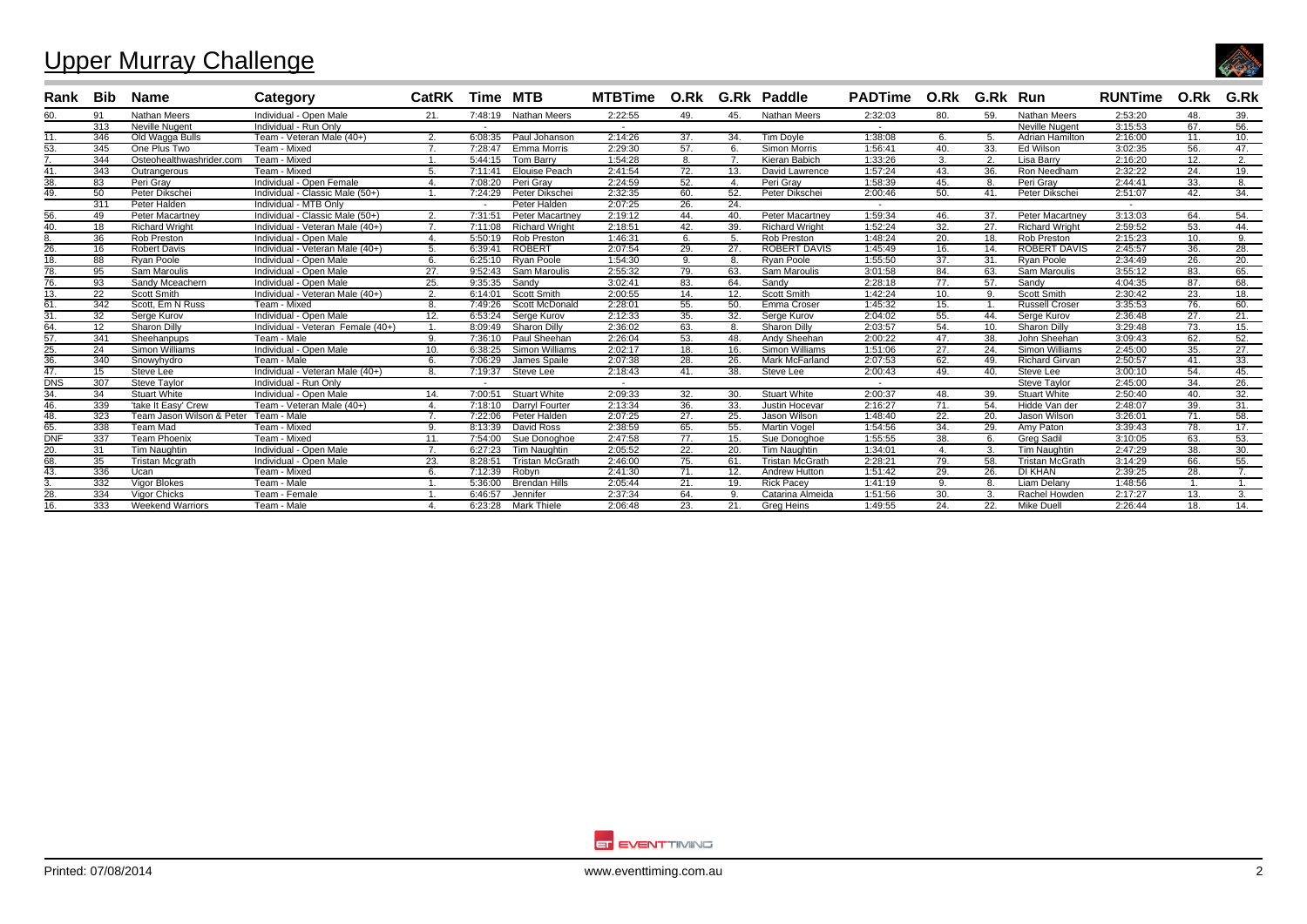# Upper Murray Challenge

| Rank | Bib | Name | Category | CatRK | Time | MTB | MTBTime | O.Rk | G.Rk | Paddle | PADTime | O.Rk | G.Rk | Run | RUNTime | O.Rk | G.Rk |
|---|---|---|---|---|---|---|---|---|---|---|---|---|---|---|---|---|---|
| 60. | 91 | Nathan Meers | Individual - Open Male | 21. | 7:48:19 | Nathan Meers | 2:22:55 | 49. | 45. | Nathan Meers | 2:32:03 | 80. | 59. | Nathan Meers | 2:53:20 | 48. | 39. |
| | 313 | Neville Nugent | Individual - Run Only | | - | | - | | | | - | | | Neville Nugent | 3:15:53 | 67. | 56. |
| 11. | 346 | Old Wagga Bulls | Team - Veteran Male (40+) | 2. | 6:08:35 | Paul Johanson | 2:14:26 | 37. | 34. | Tim Doyle | 1:38:08 | 6. | 5. | Adrian Hamilton | 2:16:00 | 11. | 10. |
| 53. | 345 | One Plus Two | Team - Mixed | 7. | 7:28:47 | Emma Morris | 2:29:30 | 57. | 6. | Simon Morris | 1:56:41 | 40. | 33. | Ed Wilson | 3:02:35 | 56. | 47. |
| 7. | 344 | Osteohealthwashrider.com | Team - Mixed | 1. | 5:44:15 | Tom Barry | 1:54:28 | 8. | 7. | Kieran Babich | 1:33:26 | 3. | 2. | Lisa Barry | 2:16:20 | 12. | 2. |
| 41. | 343 | Outrangerous | Team - Mixed | 5. | 7:11:41 | Elouise Peach | 2:41:54 | 72. | 13. | David Lawrence | 1:57:24 | 43. | 36. | Ron Needham | 2:32:22 | 24. | 19. |
| 38. | 83 | Peri Gray | Individual - Open Female | 4. | 7:08:20 | Peri Gray | 2:24:59 | 52. | 4. | Peri Gray | 1:58:39 | 45. | 8. | Peri Gray | 2:44:41 | 33. | 8. |
| 49. | 50 | Peter Dikschei | Individual - Classic Male (50+) | 1. | 7:24:29 | Peter Dikschei | 2:32:35 | 60. | 52. | Peter Dikschei | 2:00:46 | 50. | 41. | Peter Dikschei | 2:51:07 | 42. | 34. |
| | 311 | Peter Halden | Individual - MTB Only | | - | Peter Halden | 2:07:25 | 26. | 24. | | - | | | | - | | |
| 56. | 49 | Peter Macartney | Individual - Classic Male (50+) | 2. | 7:31:51 | Peter Macartney | 2:19:12 | 44. | 40. | Peter Macartney | 1:59:34 | 46. | 37. | Peter Macartney | 3:13:03 | 64. | 54. |
| 40. | 18 | Richard Wright | Individual - Veteran Male (40+) | 7. | 7:11:08 | Richard Wright | 2:18:51 | 42. | 39. | Richard Wright | 1:52:24 | 32. | 27. | Richard Wright | 2:59:52 | 53. | 44. |
| 8. | 36 | Rob Preston | Individual - Open Male | 4. | 5:50:19 | Rob Preston | 1:46:31 | 6. | 5. | Rob Preston | 1:48:24 | 20. | 18. | Rob Preston | 2:15:23 | 10. | 9. |
| 26. | 16 | Robert Davis | Individual - Veteran Male (40+) | 5. | 6:39:41 | ROBERT | 2:07:54 | 29. | 27. | ROBERT DAVIS | 1:45:49 | 16. | 14. | ROBERT DAVIS | 2:45:57 | 36. | 28. |
| 18. | 88 | Ryan Poole | Individual - Open Male | 6. | 6:25:10 | Ryan Poole | 1:54:30 | 9. | 8. | Ryan Poole | 1:55:50 | 37. | 31. | Ryan Poole | 2:34:49 | 26. | 20. |
| 78. | 95 | Sam Maroulis | Individual - Open Male | 27. | 9:52:43 | Sam Maroulis | 2:55:32 | 79. | 63. | Sam Maroulis | 3:01:58 | 84. | 63. | Sam Maroulis | 3:55:12 | 83. | 65. |
| 76. | 93 | Sandy Mceachern | Individual - Open Male | 25. | 9:35:35 | Sandy | 3:02:41 | 83. | 64. | Sandy | 2:28:18 | 77. | 57. | Sandy | 4:04:35 | 87. | 68. |
| 13. | 22 | Scott Smith | Individual - Veteran Male (40+) | 2. | 6:14:01 | Scott Smith | 2:00:55 | 14. | 12. | Scott Smith | 1:42:24 | 10. | 9. | Scott Smith | 2:30:42 | 23. | 18. |
| 61. | 342 | Scott, Em N Russ | Team - Mixed | 8. | 7:49:26 | Scott McDonald | 2:28:01 | 55. | 50. | Emma Croser | 1:45:32 | 15. | 1. | Russell Croser | 3:35:53 | 76. | 60. |
| 31. | 32 | Serge Kurov | Individual - Open Male | 12. | 6:53:24 | Serge Kurov | 2:12:33 | 35. | 32. | Serge Kurov | 2:04:02 | 55. | 44. | Serge Kurov | 2:36:48 | 27. | 21. |
| 64. | 12 | Sharon Dilly | Individual - Veteran Female (40+) | 1. | 8:09:49 | Sharon Dilly | 2:36:02 | 63. | 8. | Sharon Dilly | 2:03:57 | 54. | 10. | Sharon Dilly | 3:29:48 | 73. | 15. |
| 57. | 341 | Sheehanpups | Team - Male | 9. | 7:36:10 | Paul Sheehan | 2:26:04 | 53. | 48. | Andy Sheehan | 2:00:22 | 47. | 38. | John Sheehan | 3:09:43 | 62. | 52. |
| 25. | 24 | Simon Williams | Individual - Open Male | 10. | 6:38:25 | Simon Williams | 2:02:17 | 18. | 16. | Simon Williams | 1:51:06 | 27. | 24. | Simon Williams | 2:45:00 | 35. | 27. |
| 36. | 340 | Snowyhydro | Team - Male | 6. | 7:06:29 | James Spaile | 2:07:38 | 28. | 26. | Mark McFarland | 2:07:53 | 62. | 49. | Richard Girvan | 2:50:57 | 41. | 33. |
| 47. | 15 | Steve Lee | Individual - Veteran Male (40+) | 8. | 7:19:37 | Steve Lee | 2:18:43 | 41. | 38. | Steve Lee | 2:00:43 | 49. | 40. | Steve Lee | 3:00:10 | 54. | 45. |
| DNS | 307 | Steve Taylor | Individual - Run Only | | - | | - | | | | - | | | Steve Taylor | 2:45:00 | 34. | 26. |
| 34. | 34 | Stuart White | Individual - Open Male | 14. | 7:00:51 | Stuart White | 2:09:33 | 32. | 30. | Stuart White | 2:00:37 | 48. | 39. | Stuart White | 2:50:40 | 40. | 32. |
| 46. | 339 | 'take It Easy' Crew | Team - Veteran Male (40+) | 4. | 7:18:10 | Darryl Fourter | 2:13:34 | 36. | 33. | Justin Hocevar | 2:16:27 | 71. | 54. | Hidde Van der | 2:48:07 | 39. | 31. |
| 48. | 323 | Team Jason Wilson & Peter | Team - Male | 7. | 7:22:06 | Peter Halden | 2:07:25 | 27. | 25. | Jason Wilson | 1:48:40 | 22. | 20. | Jason Wilson | 3:26:01 | 71. | 58. |
| 65. | 338 | Team Mad | Team - Mixed | 9. | 8:13:39 | David Ross | 2:38:59 | 65. | 55. | Martin Vogel | 1:54:56 | 34. | 29. | Amy Paton | 3:39:43 | 78. | 17. |
| DNF | 337 | Team Phoenix | Team - Mixed | 11. | 7:54:00 | Sue Donoghoe | 2:47:58 | 77. | 15. | Sue Donoghoe | 1:55:55 | 38. | 6. | Greg Sadil | 3:10:05 | 63. | 53. |
| 20. | 31 | Tim Naughtin | Individual - Open Male | 7. | 6:27:23 | Tim Naughtin | 2:05:52 | 22. | 20. | Tim Naughtin | 1:34:01 | 4. | 3. | Tim Naughtin | 2:47:29 | 38. | 30. |
| 68. | 35 | Tristan Mcgrath | Individual - Open Male | 23. | 8:28:51 | Tristan McGrath | 2:46:00 | 75. | 61. | Tristan McGrath | 2:28:21 | 79. | 58. | Tristan McGrath | 3:14:29 | 66. | 55. |
| 43. | 336 | Ucan | Team - Mixed | 6. | 7:12:39 | Robyn | 2:41:30 | 71. | 12. | Andrew Hutton | 1:51:42 | 29. | 26. | DI KHAN | 2:39:25 | 28. | 7. |
| 3. | 332 | Vigor Blokes | Team - Male | 1. | 5:36:00 | Brendan Hills | 2:05:44 | 21. | 19. | Rick Pacey | 1:41:19 | 9. | 8. | Liam Delany | 1:48:56 | 1. | 1. |
| 28. | 334 | Vigor Chicks | Team - Female | 1. | 6:46:57 | Jennifer | 2:37:34 | 64. | 9. | Catarina Almeida | 1:51:56 | 30. | 3. | Rachel Howden | 2:17:27 | 13. | 3. |
| 16. | 333 | Weekend Warriors | Team - Male | 4. | 6:23:28 | Mark Thiele | 2:06:48 | 23. | 21. | Greg Heins | 1:49:55 | 24. | 22. | Mike Duell | 2:26:44 | 18. | 14. |

EVENTTIMING

Printed: 07/08/2014 www.eventtiming.com.au